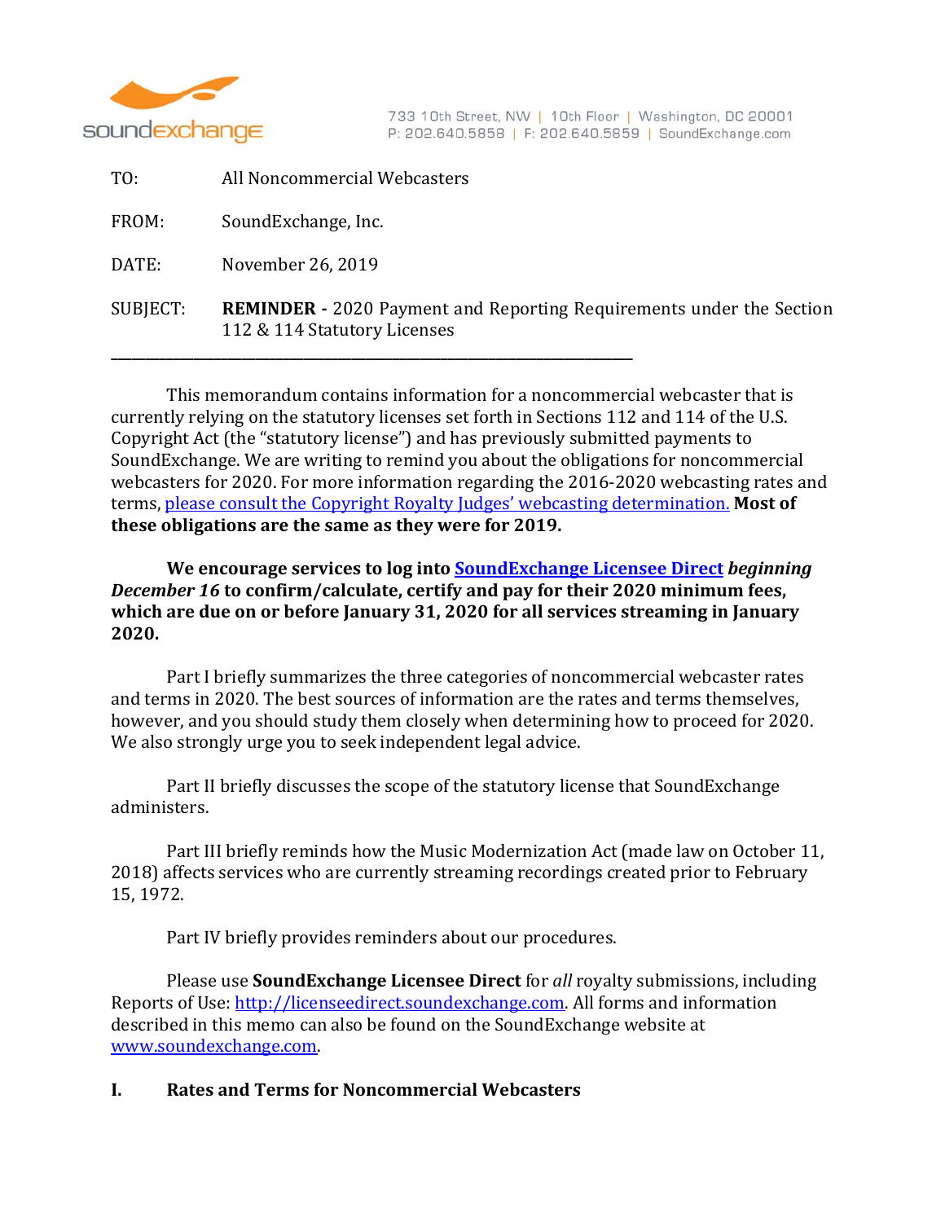733 10th Street, NW | 10th Floor | Washington, DC 20001
P: 202.640.5858 | F: 202.640.5859 | SoundExchange.com

TO: All Noncommercial Webcasters

FROM: SoundExchange, Inc.

DATE: November 26, 2019

SUBJECT: **REMINDER -** 2020 Payment and Reporting Requirements under the Section 112 & 114 Statutory Licenses

---

This memorandum contains information for a noncommercial webcaster that is currently relying on the statutory licenses set forth in Sections 112 and 114 of the U.S. Copyright Act (the "statutory license") and has previously submitted payments to SoundExchange. We are writing to remind you about the obligations for noncommercial webcasters for 2020. For more information regarding the 2016-2020 webcasting rates and terms, please consult the Copyright Royalty Judges' webcasting determination. **Most of these obligations are the same as they were for 2019.**

**We encourage services to log into SoundExchange Licensee Direct *beginning December 16* to confirm/calculate, certify and pay for their 2020 minimum fees, which are due on or before January 31, 2020 for all services streaming in January 2020.**

Part I briefly summarizes the three categories of noncommercial webcaster rates and terms in 2020. The best sources of information are the rates and terms themselves, however, and you should study them closely when determining how to proceed for 2020. We also strongly urge you to seek independent legal advice.

Part II briefly discusses the scope of the statutory license that SoundExchange administers.

Part III briefly reminds how the Music Modernization Act (made law on October 11, 2018) affects services who are currently streaming recordings created prior to February 15, 1972.

Part IV briefly provides reminders about our procedures.

Please use **SoundExchange Licensee Direct** for *all* royalty submissions, including Reports of Use: http://licenseedirect.soundexchange.com. All forms and information described in this memo can also be found on the SoundExchange website at www.soundexchange.com.

## I. Rates and Terms for Noncommercial Webcasters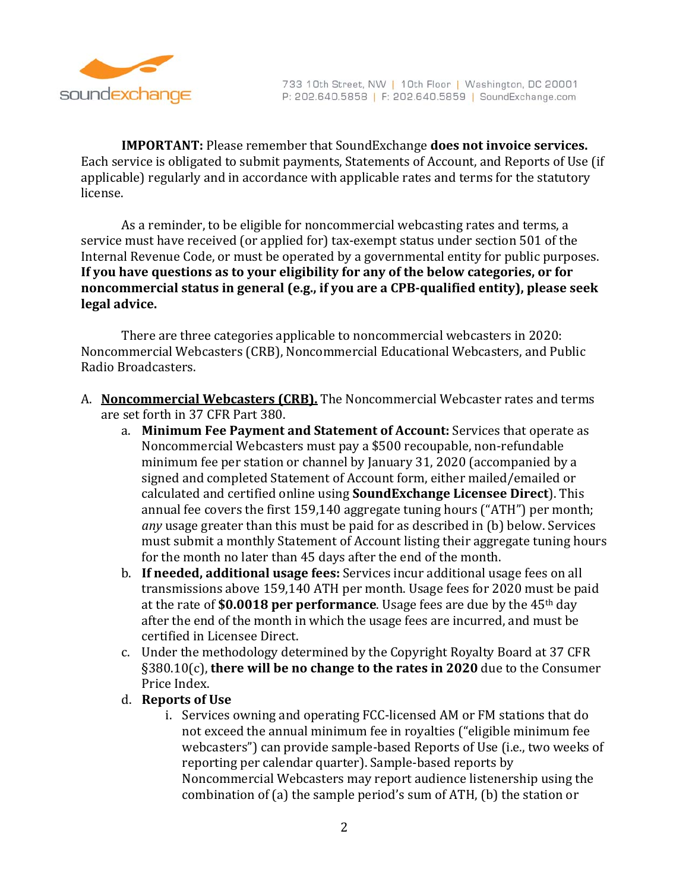**IMPORTANT:** Please remember that SoundExchange **does not invoice services.** Each service is obligated to submit payments, Statements of Account, and Reports of Use (if applicable) regularly and in accordance with applicable rates and terms for the statutory license.

As a reminder, to be eligible for noncommercial webcasting rates and terms, a service must have received (or applied for) tax-exempt status under section 501 of the Internal Revenue Code, or must be operated by a governmental entity for public purposes. **If you have questions as to your eligibility for any of the below categories, or for noncommercial status in general (e.g., if you are a CPB-qualified entity), please seek legal advice.**

There are three categories applicable to noncommercial webcasters in 2020: Noncommercial Webcasters (CRB), Noncommercial Educational Webcasters, and Public Radio Broadcasters.

A. **Noncommercial Webcasters (CRB).** The Noncommercial Webcaster rates and terms are set forth in 37 CFR Part 380.
   a. **Minimum Fee Payment and Statement of Account:** Services that operate as Noncommercial Webcasters must pay a $500 recoupable, non-refundable minimum fee per station or channel by January 31, 2020 (accompanied by a signed and completed Statement of Account form, either mailed/emailed or calculated and certified online using **SoundExchange Licensee Direct**). This annual fee covers the first 159,140 aggregate tuning hours ("ATH") per month; *any* usage greater than this must be paid for as described in (b) below. Services must submit a monthly Statement of Account listing their aggregate tuning hours for the month no later than 45 days after the end of the month.
   b. **If needed, additional usage fees:** Services incur additional usage fees on all transmissions above 159,140 ATH per month. Usage fees for 2020 must be paid at the rate of **$0.0018 per performance**. Usage fees are due by the 45th day after the end of the month in which the usage fees are incurred, and must be certified in Licensee Direct.
   c. Under the methodology determined by the Copyright Royalty Board at 37 CFR §380.10(c), **there will be no change to the rates in 2020** due to the Consumer Price Index.
   d. **Reports of Use**
      i. Services owning and operating FCC-licensed AM or FM stations that do not exceed the annual minimum fee in royalties ("eligible minimum fee webcasters") can provide sample-based Reports of Use (i.e., two weeks of reporting per calendar quarter). Sample-based reports by Noncommercial Webcasters may report audience listenership using the combination of (a) the sample period's sum of ATH, (b) the station or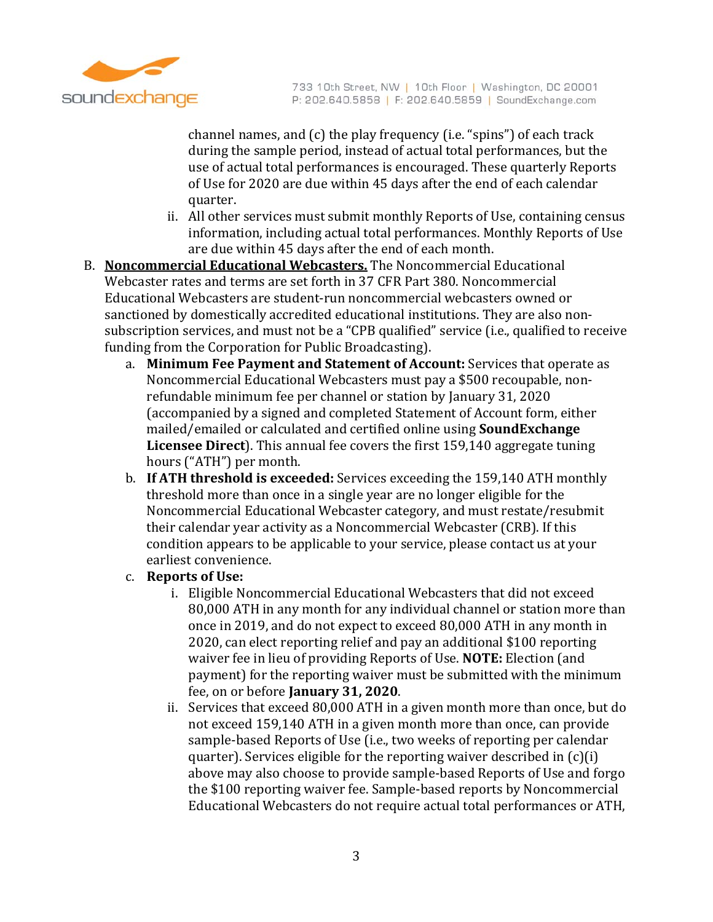channel names, and (c) the play frequency (i.e. "spins") of each track during the sample period, instead of actual total performances, but the use of actual total performances is encouraged. These quarterly Reports of Use for 2020 are due within 45 days after the end of each calendar quarter.

ii. All other services must submit monthly Reports of Use, containing census information, including actual total performances. Monthly Reports of Use are due within 45 days after the end of each month.

B. **<u>Noncommercial Educational Webcasters.</u>** The Noncommercial Educational Webcaster rates and terms are set forth in 37 CFR Part 380. Noncommercial Educational Webcasters are student-run noncommercial webcasters owned or sanctioned by domestically accredited educational institutions. They are also non-subscription services, and must not be a "CPB qualified" service (i.e., qualified to receive funding from the Corporation for Public Broadcasting).

   a. **Minimum Fee Payment and Statement of Account:** Services that operate as Noncommercial Educational Webcasters must pay a $500 recoupable, non-refundable minimum fee per channel or station by January 31, 2020 (accompanied by a signed and completed Statement of Account form, either mailed/emailed or calculated and certified online using **SoundExchange Licensee Direct**). This annual fee covers the first 159,140 aggregate tuning hours ("ATH") per month.

   b. **If ATH threshold is exceeded:** Services exceeding the 159,140 ATH monthly threshold more than once in a single year are no longer eligible for the Noncommercial Educational Webcaster category, and must restate/resubmit their calendar year activity as a Noncommercial Webcaster (CRB). If this condition appears to be applicable to your service, please contact us at your earliest convenience.

   c. **Reports of Use:**

      i. Eligible Noncommercial Educational Webcasters that did not exceed 80,000 ATH in any month for any individual channel or station more than once in 2019, and do not expect to exceed 80,000 ATH in any month in 2020, can elect reporting relief and pay an additional $100 reporting waiver fee in lieu of providing Reports of Use. **NOTE:** Election (and payment) for the reporting waiver must be submitted with the minimum fee, on or before **January 31, 2020**.

      ii. Services that exceed 80,000 ATH in a given month more than once, but do not exceed 159,140 ATH in a given month more than once, can provide sample-based Reports of Use (i.e., two weeks of reporting per calendar quarter). Services eligible for the reporting waiver described in (c)(i) above may also choose to provide sample-based Reports of Use and forgo the $100 reporting waiver fee. Sample-based reports by Noncommercial Educational Webcasters do not require actual total performances or ATH,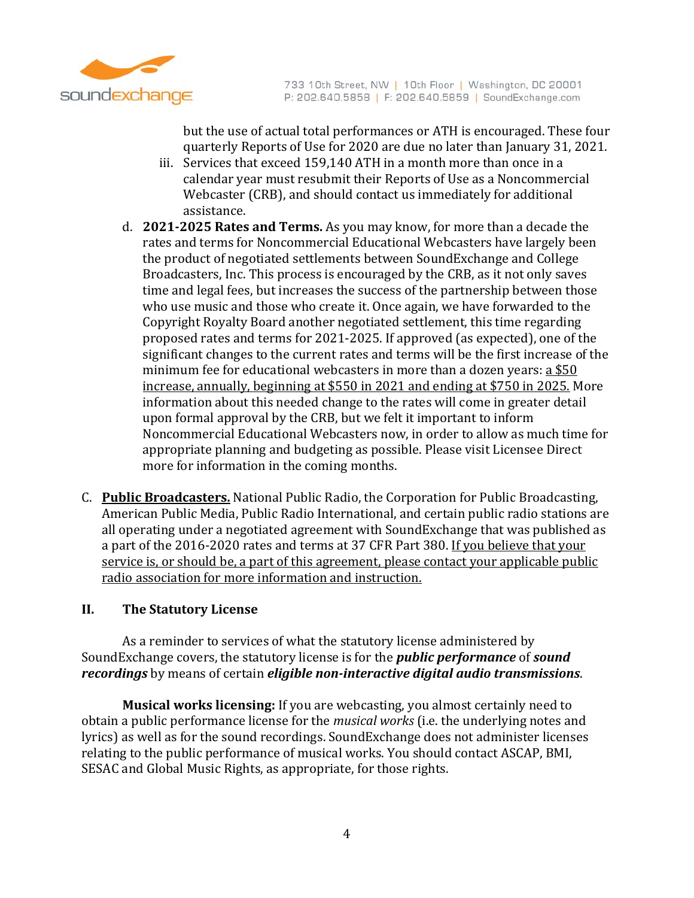but the use of actual total performances or ATH is encouraged. These four quarterly Reports of Use for 2020 are due no later than January 31, 2021.

   iii. Services that exceed 159,140 ATH in a month more than once in a calendar year must resubmit their Reports of Use as a Noncommercial Webcaster (CRB), and should contact us immediately for additional assistance.

d. **2021-2025 Rates and Terms.** As you may know, for more than a decade the rates and terms for Noncommercial Educational Webcasters have largely been the product of negotiated settlements between SoundExchange and College Broadcasters, Inc. This process is encouraged by the CRB, as it not only saves time and legal fees, but increases the success of the partnership between those who use music and those who create it. Once again, we have forwarded to the Copyright Royalty Board another negotiated settlement, this time regarding proposed rates and terms for 2021-2025. If approved (as expected), one of the significant changes to the current rates and terms will be the first increase of the minimum fee for educational webcasters in more than a dozen years: <u>a $50 increase, annually, beginning at $550 in 2021 and ending at $750 in 2025.</u> More information about this needed change to the rates will come in greater detail upon formal approval by the CRB, but we felt it important to inform Noncommercial Educational Webcasters now, in order to allow as much time for appropriate planning and budgeting as possible. Please visit Licensee Direct more for information in the coming months.

C. **<u>Public Broadcasters.</u>** National Public Radio, the Corporation for Public Broadcasting, American Public Media, Public Radio International, and certain public radio stations are all operating under a negotiated agreement with SoundExchange that was published as a part of the 2016-2020 rates and terms at 37 CFR Part 380. <u>If you believe that your service is, or should be, a part of this agreement, please contact your applicable public radio association for more information and instruction.</u>

## II. The Statutory License

As a reminder to services of what the statutory license administered by SoundExchange covers, the statutory license is for the ***public performance*** of ***sound recordings*** by means of certain ***eligible non-interactive digital audio transmissions***.

**Musical works licensing:** If you are webcasting, you almost certainly need to obtain a public performance license for the *musical works* (i.e. the underlying notes and lyrics) as well as for the sound recordings. SoundExchange does not administer licenses relating to the public performance of musical works. You should contact ASCAP, BMI, SESAC and Global Music Rights, as appropriate, for those rights.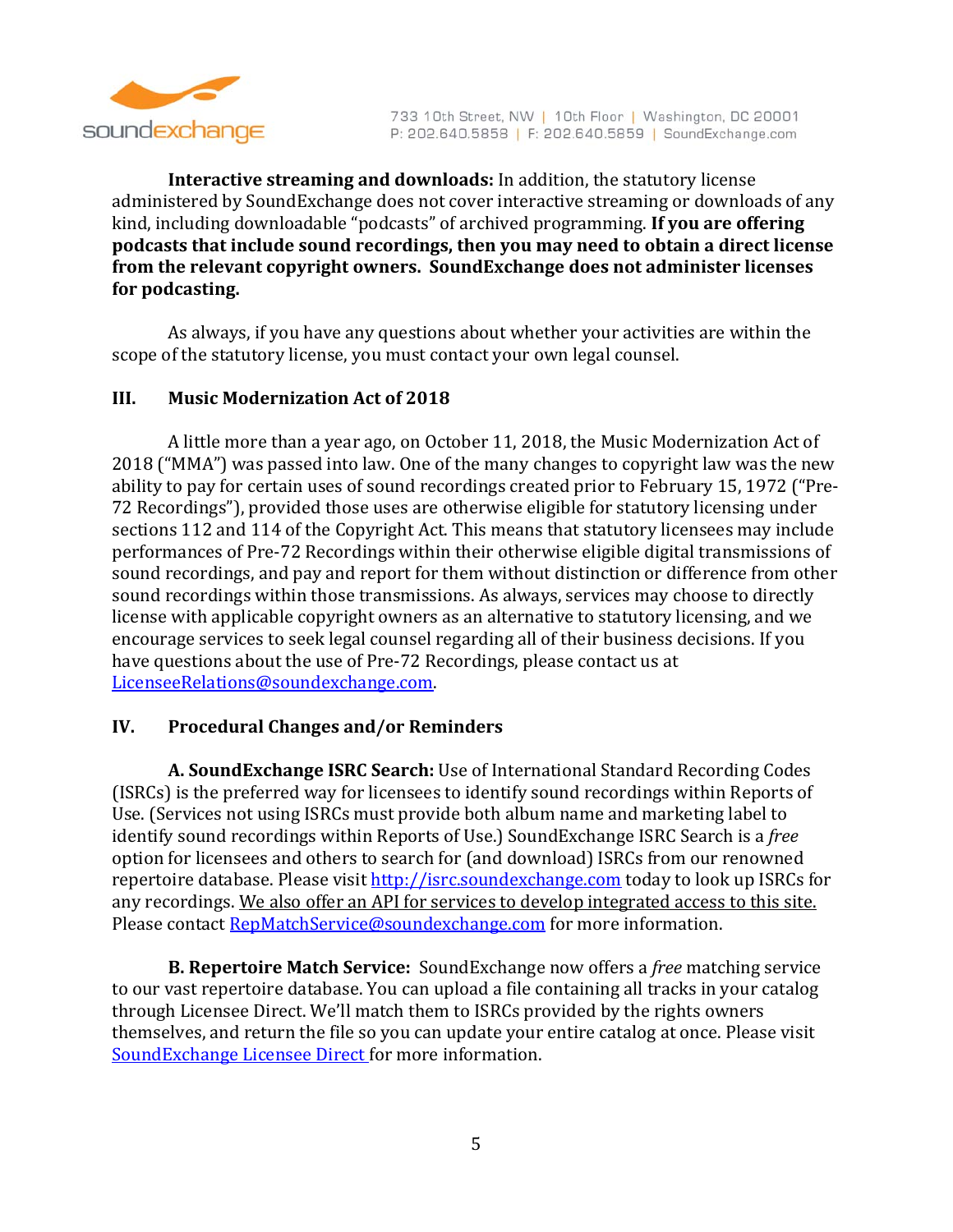**Interactive streaming and downloads:** In addition, the statutory license administered by SoundExchange does not cover interactive streaming or downloads of any kind, including downloadable "podcasts" of archived programming. **If you are offering podcasts that include sound recordings, then you may need to obtain a direct license from the relevant copyright owners. SoundExchange does not administer licenses for podcasting.**

As always, if you have any questions about whether your activities are within the scope of the statutory license, you must contact your own legal counsel.

## III. Music Modernization Act of 2018

A little more than a year ago, on October 11, 2018, the Music Modernization Act of 2018 ("MMA") was passed into law. One of the many changes to copyright law was the new ability to pay for certain uses of sound recordings created prior to February 15, 1972 ("Pre-72 Recordings"), provided those uses are otherwise eligible for statutory licensing under sections 112 and 114 of the Copyright Act. This means that statutory licensees may include performances of Pre-72 Recordings within their otherwise eligible digital transmissions of sound recordings, and pay and report for them without distinction or difference from other sound recordings within those transmissions. As always, services may choose to directly license with applicable copyright owners as an alternative to statutory licensing, and we encourage services to seek legal counsel regarding all of their business decisions. If you have questions about the use of Pre-72 Recordings, please contact us at LicenseeRelations@soundexchange.com.

## IV. Procedural Changes and/or Reminders

**A. SoundExchange ISRC Search:** Use of International Standard Recording Codes (ISRCs) is the preferred way for licensees to identify sound recordings within Reports of Use. (Services not using ISRCs must provide both album name and marketing label to identify sound recordings within Reports of Use.) SoundExchange ISRC Search is a *free* option for licensees and others to search for (and download) ISRCs from our renowned repertoire database. Please visit http://isrc.soundexchange.com today to look up ISRCs for any recordings. We also offer an API for services to develop integrated access to this site. Please contact RepMatchService@soundexchange.com for more information.

**B. Repertoire Match Service:** SoundExchange now offers a *free* matching service to our vast repertoire database. You can upload a file containing all tracks in your catalog through Licensee Direct. We'll match them to ISRCs provided by the rights owners themselves, and return the file so you can update your entire catalog at once. Please visit SoundExchange Licensee Direct for more information.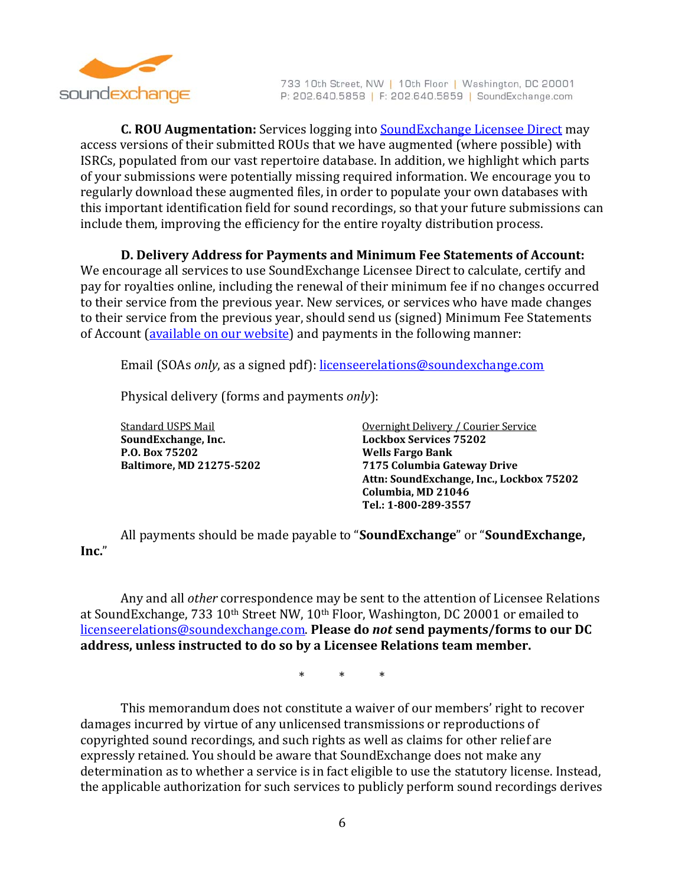**C. ROU Augmentation:** Services logging into SoundExchange Licensee Direct may access versions of their submitted ROUs that we have augmented (where possible) with ISRCs, populated from our vast repertoire database. In addition, we highlight which parts of your submissions were potentially missing required information. We encourage you to regularly download these augmented files, in order to populate your own databases with this important identification field for sound recordings, so that your future submissions can include them, improving the efficiency for the entire royalty distribution process.

**D. Delivery Address for Payments and Minimum Fee Statements of Account:** We encourage all services to use SoundExchange Licensee Direct to calculate, certify and pay for royalties online, including the renewal of their minimum fee if no changes occurred to their service from the previous year. New services, or services who have made changes to their service from the previous year, should send us (signed) Minimum Fee Statements of Account (available on our website) and payments in the following manner:

Email (SOAs *only*, as a signed pdf): licenseerelations@soundexchange.com

Physical delivery (forms and payments *only*):

Standard USPS Mail
**SoundExchange, Inc.**
**P.O. Box 75202**
**Baltimore, MD 21275-5202**

Overnight Delivery / Courier Service
**Lockbox Services 75202**
**Wells Fargo Bank**
**7175 Columbia Gateway Drive**
**Attn: SoundExchange, Inc., Lockbox 75202**
**Columbia, MD 21046**
**Tel.: 1-800-289-3557**

All payments should be made payable to "**SoundExchange**" or "**SoundExchange, Inc.**"

Any and all *other* correspondence may be sent to the attention of Licensee Relations at SoundExchange, 733 10th Street NW, 10th Floor, Washington, DC 20001 or emailed to licenseerelations@soundexchange.com. **Please do *not* send payments/forms to our DC address, unless instructed to do so by a Licensee Relations team member.**

\* \* \*

This memorandum does not constitute a waiver of our members' right to recover damages incurred by virtue of any unlicensed transmissions or reproductions of copyrighted sound recordings, and such rights as well as claims for other relief are expressly retained. You should be aware that SoundExchange does not make any determination as to whether a service is in fact eligible to use the statutory license. Instead, the applicable authorization for such services to publicly perform sound recordings derives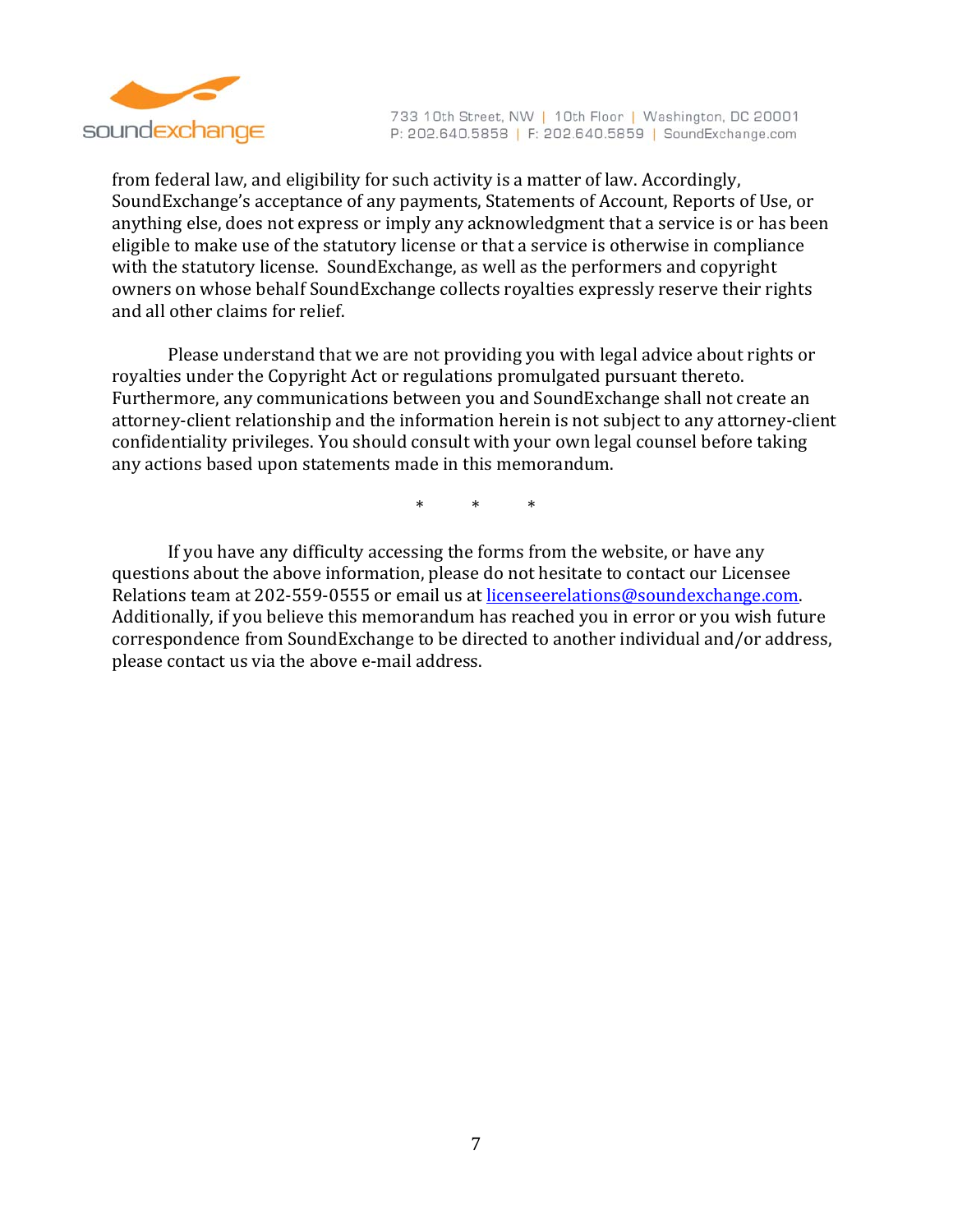from federal law, and eligibility for such activity is a matter of law. Accordingly, SoundExchange's acceptance of any payments, Statements of Account, Reports of Use, or anything else, does not express or imply any acknowledgment that a service is or has been eligible to make use of the statutory license or that a service is otherwise in compliance with the statutory license. SoundExchange, as well as the performers and copyright owners on whose behalf SoundExchange collects royalties expressly reserve their rights and all other claims for relief.

Please understand that we are not providing you with legal advice about rights or royalties under the Copyright Act or regulations promulgated pursuant thereto. Furthermore, any communications between you and SoundExchange shall not create an attorney-client relationship and the information herein is not subject to any attorney-client confidentiality privileges. You should consult with your own legal counsel before taking any actions based upon statements made in this memorandum.

\* \* \*

If you have any difficulty accessing the forms from the website, or have any questions about the above information, please do not hesitate to contact our Licensee Relations team at 202-559-0555 or email us at licenseerelations@soundexchange.com. Additionally, if you believe this memorandum has reached you in error or you wish future correspondence from SoundExchange to be directed to another individual and/or address, please contact us via the above e-mail address.